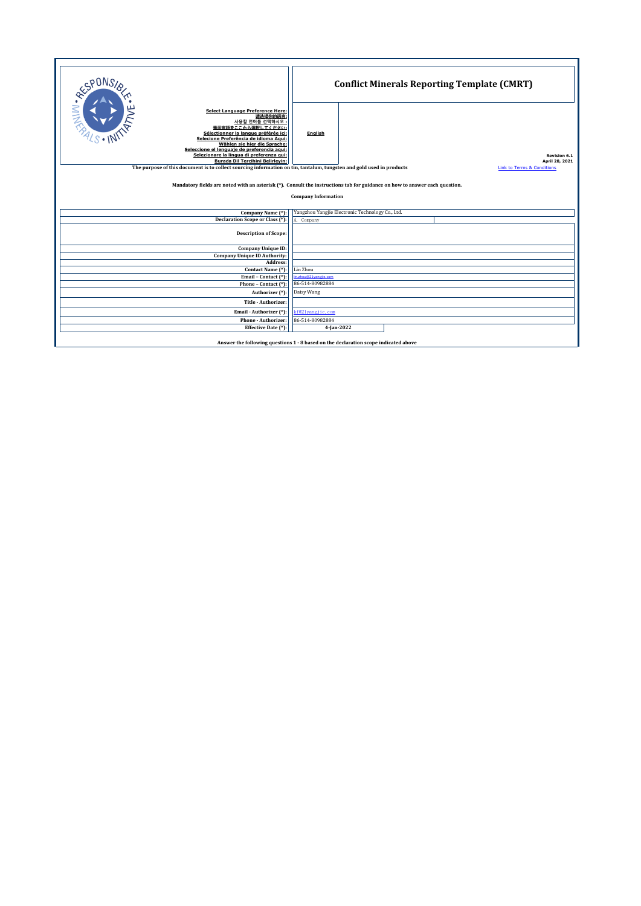# Conflict Minerals Reporting Template (CMRT)

Select Language Preference Here:
请选择你的语言:
사용할 언어를 선택하시오 :
表示言語をここから選択してください:
Sélectionner la langue préférée ici:
Selecione Preferência de idioma Aqui:
Wählen sie hier die Sprache:
Seleccione el lenguaje de preferencia aqui:
Selezionare la lingua di preferenza qui:
Burada Dil Tercihini Belirleyin:

**English**

Revision 6.1
April 28, 2021

Link to Terms & Conditions

**The purpose of this document is to collect sourcing information on tin, tantalum, tungsten and gold used in products**

**Mandatory fields are noted with an asterisk (*). Consult the instructions tab for guidance on how to answer each question.**

**Company Information**

| Field | Value |
|---|---|
| Company Name (*): | Yangzhou Yangjie Electronic Technology Co., Ltd. |
| Declaration Scope or Class (*): | A. Company |
| Description of Scope: | |
| Company Unique ID: | |
| Company Unique ID Authority: | |
| Address: | |
| Contact Name (*): | Lin Zhou |
| Email – Contact (*): | lin.zhou@21yangjie.com |
| Phone – Contact (*): | 86-514-80982884 |
| Authorizer (*): | Daisy Wang |
| Title - Authorizer: | |
| Email - Authorizer (*): | kf@21yangjie.com |
| Phone - Authorizer: | 86-514-80982884 |
| Effective Date (*): | 4-Jan-2022 |

**Answer the following questions 1 - 8 based on the declaration scope indicated above**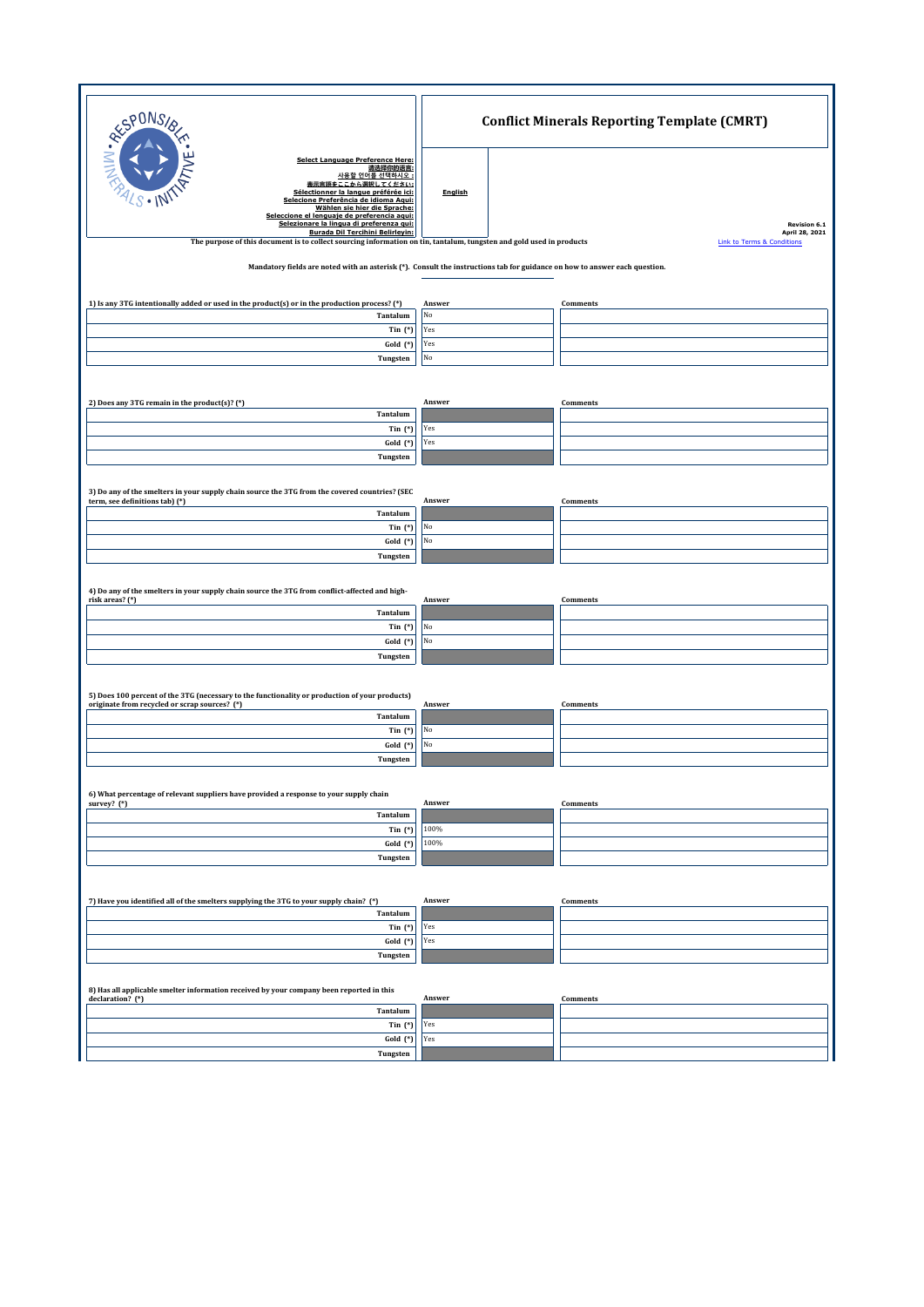Select Language Preference Here:
请选择你的语言:
사용할 언어를 선택하시오 :
表示言語をここから選択してください:
Sélectionner la langue préférée ici:
Selecione Preferência de idioma Aqui:
Wählen sie hier die Sprache:
Seleccione el lenguaje de preferencia aqui:
Selezionare la lingua di preferenza qui:
Burada Dil Tercihini Belirleyin:

**English**

# Conflict Minerals Reporting Template (CMRT)

Revision 6.1
April 28, 2021

Link to Terms & Conditions

The purpose of this document is to collect sourcing information on tin, tantalum, tungsten and gold used in products

Mandatory fields are noted with an asterisk (*). Consult the instructions tab for guidance on how to answer each question.

| 1) Is any 3TG intentionally added or used in the product(s) or in the production process? (*) | Answer | Comments |
|---|---|---|
| Tantalum | No | |
| Tin (*) | Yes | |
| Gold (*) | Yes | |
| Tungsten | No | |

| 2) Does any 3TG remain in the product(s)? (*) | Answer | Comments |
|---|---|---|
| Tantalum | | |
| Tin (*) | Yes | |
| Gold (*) | Yes | |
| Tungsten | | |

| 3) Do any of the smelters in your supply chain source the 3TG from the covered countries? (SEC term, see definitions tab) (*) | Answer | Comments |
|---|---|---|
| Tantalum | | |
| Tin (*) | No | |
| Gold (*) | No | |
| Tungsten | | |

| 4) Do any of the smelters in your supply chain source the 3TG from conflict-affected and high-risk areas? (*) | Answer | Comments |
|---|---|---|
| Tantalum | | |
| Tin (*) | No | |
| Gold (*) | No | |
| Tungsten | | |

| 5) Does 100 percent of the 3TG (necessary to the functionality or production of your products) originate from recycled or scrap sources? (*) | Answer | Comments |
|---|---|---|
| Tantalum | | |
| Tin (*) | No | |
| Gold (*) | No | |
| Tungsten | | |

| 6) What percentage of relevant suppliers have provided a response to your supply chain survey? (*) | Answer | Comments |
|---|---|---|
| Tantalum | | |
| Tin (*) | 100% | |
| Gold (*) | 100% | |
| Tungsten | | |

| 7) Have you identified all of the smelters supplying the 3TG to your supply chain? (*) | Answer | Comments |
|---|---|---|
| Tantalum | | |
| Tin (*) | Yes | |
| Gold (*) | Yes | |
| Tungsten | | |

| 8) Has all applicable smelter information received by your company been reported in this declaration? (*) | Answer | Comments |
|---|---|---|
| Tantalum | | |
| Tin (*) | Yes | |
| Gold (*) | Yes | |
| Tungsten | | |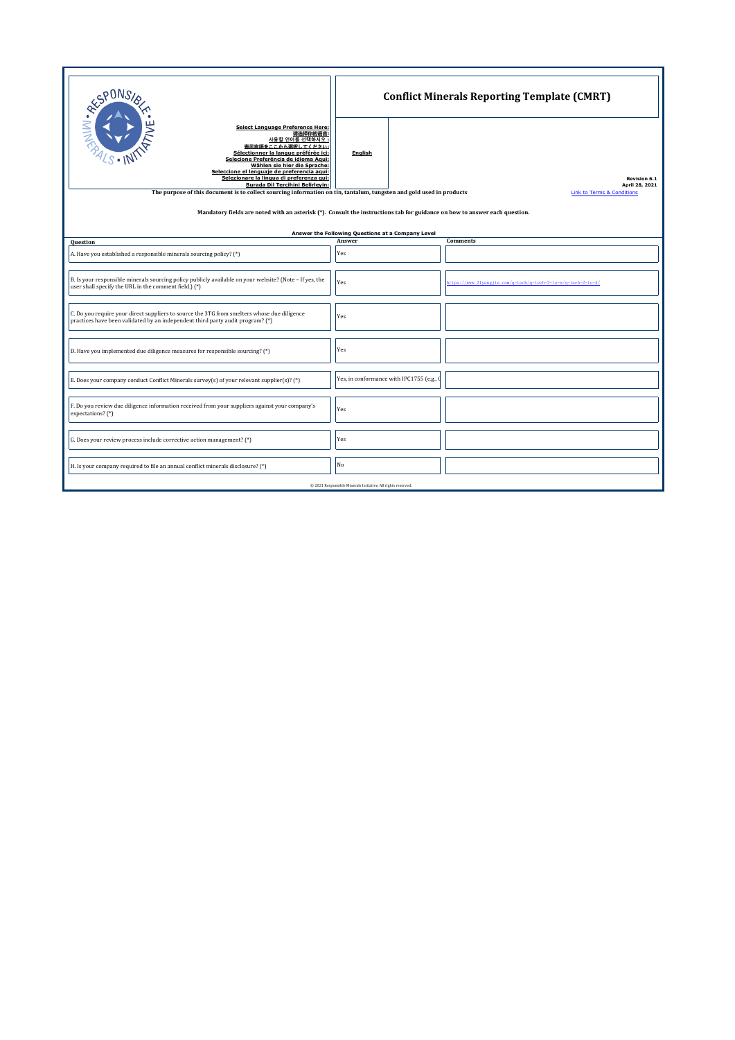# Conflict Minerals Reporting Template (CMRT)

**Select Language Preference Here:**
**请选择你的语言:**
**사용할 언어를 선택하시오 :**
**表示言語をここから選択してください:**
**Sélectionner la langue préférée ici:**
**Selecione Preferência de idioma Aqui:**
**Wählen sie hier die Sprache:**
**Seleccione el lenguaje de preferencia aqui:**
**Selezionare la lingua di preferenza qui:**
**Burada Dil Tercihini Belirleyin:**

**English**

**Revision 6.1**
**April 28, 2021**

Link to Terms & Conditions

**The purpose of this document is to collect sourcing information on tin, tantalum, tungsten and gold used in products**

**Mandatory fields are noted with an asterisk (*). Consult the instructions tab for guidance on how to answer each question.**

**Answer the Following Questions at a Company Level**

| Question | Answer | Comments |
|---|---|---|
| A. Have you established a responsible minerals sourcing policy? (*) | Yes | |
| B. Is your responsible minerals sourcing policy publicly available on your website? (Note – If yes, the user shall specify the URL in the comment field.) (*) | Yes | https://www.21yangjie.com/q-tech/q-tech-2-to-s/q-tech-2-to-1/ |
| C. Do you require your direct suppliers to source the 3TG from smelters whose due diligence practices have been validated by an independent third party audit program? (*) | Yes | |
| D. Have you implemented due diligence measures for responsible sourcing? (*) | Yes | |
| E. Does your company conduct Conflict Minerals survey(s) of your relevant supplier(s)? (*) | Yes, in conformance with IPC1755 (e.g., C | |
| F. Do you review due diligence information received from your suppliers against your company's expectations? (*) | Yes | |
| G. Does your review process include corrective action management? (*) | Yes | |
| H. Is your company required to file an annual conflict minerals disclosure? (*) | No | |

© 2021 Responsible Minerals Initiative. All rights reserved.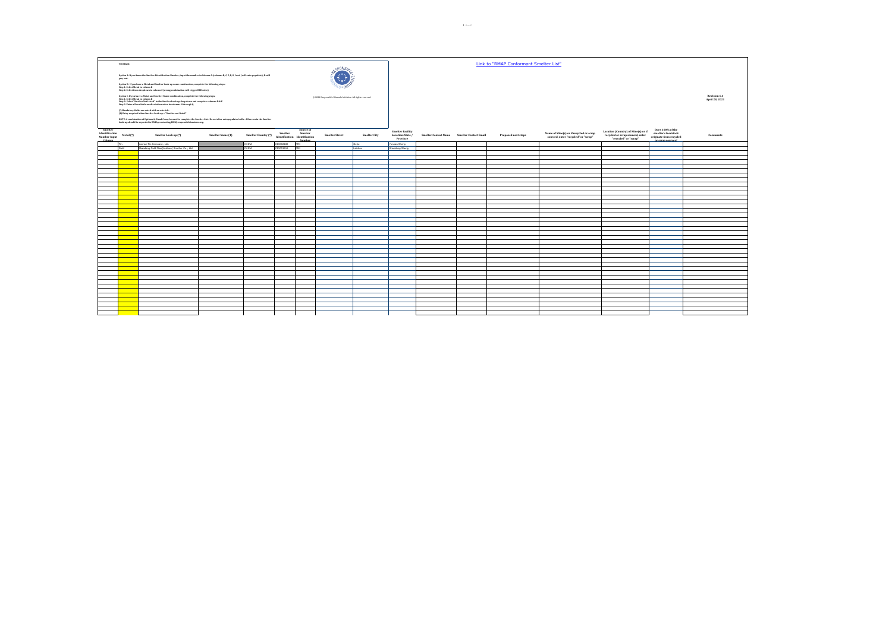TO BEGIN:

Option A: If you know the Smelter Identification Number, input the number in Column A (columns B, C, E, F, G, I and J will auto-populate). B will grey out.

Option B: If you have a Metal and Smelter Look-up name combination, complete the following steps:
Step 1: Select Metal in column B
Step 2: Select from dropdown in column C (wrong combination will trigger RED color)

Option C: If you have a Metal and Smelter Name combination, complete the following steps:
Step 1: Select Metal in column B
Step 2: Select "Smelter Not Listed" in the Smelter Look-up drop down and complete columns D & E
Step 3: Enter all available smelter information in columns H through Q

(*) Mandatory fields are noted with an asterisk.
(1) Entry required when Smelter Look-up = "Smelter not listed"

NOTE: A combination of Options A, B and C may be used to complete the Smelter List. Do not alter autopopulated cells. All errors in the Smelter Look-up should be reported to RMI by contacting RMI@responsiblebusiness.org.

© 2021 Responsible Minerals Initiative. All rights reserved.

Link to "RMAP Conformant Smelter List"

**Revision 6.1**
**April 28, 2021**

| Smelter Identification Number Input Column | Metal (*) | Smelter Look-up (*) | Smelter Name (1) | Smelter Country (*) | Smelter Identification | Source of Smelter Identification Number | Smelter Street | Smelter City | Smelter Facility Location: State / Province | Smelter Contact Name | Smelter Contact Email | Proposed next steps | Name of Mine(s) or if recycled or scrap sourced, enter "recycled" or "scrap" | Location (Country) of Mine(s) or if recycled or scrap sourced, enter "recycled" or "scrap" | Does 100% of the smelter's feedstock originate from recycled or scrap sources? | Comments |
|---|---|---|---|---|---|---|---|---|---|---|---|---|---|---|---|---|
| | Tin | Yunnan Tin Company, Ltd. | | CHINA | CID002180 | RMI | | Gejiu | Yunnan Sheng | | | | | | | |
| | Gold | Shandong Gold Mine (Laizhou) Smelter Co., Ltd. | | CHINA | CID001916 | RMI | | Laizhou | Shandong Sheng | | | | | | | |